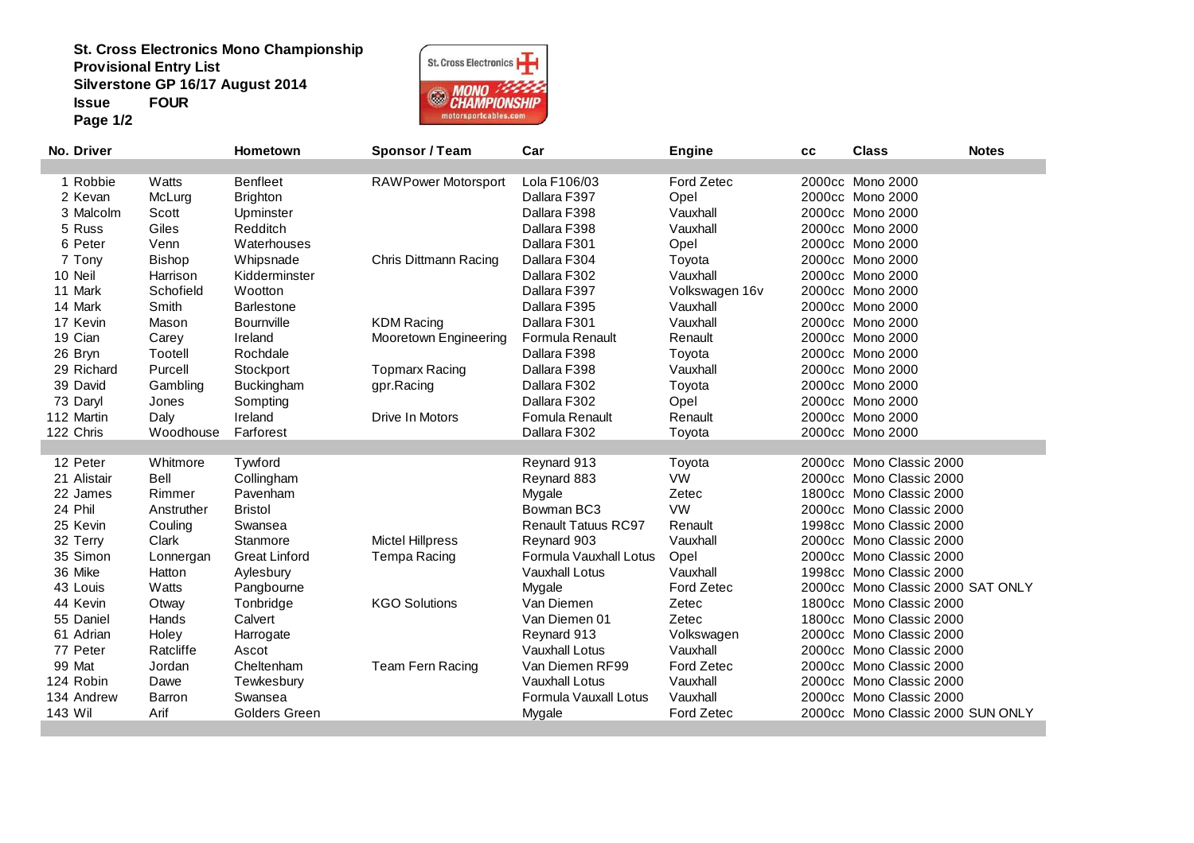**St. Cross Electronics Mono Championship**
**Provisional Entry List**
**Silverstone GP 16/17 August 2014**
**Issue FOUR**
**Page 1/2**

| No. | Driver | | Hometown | Sponsor / Team | Car | Engine | cc | Class | Notes |
|---|---|---|---|---|---|---|---|---|---|
| 1 | Robbie | Watts | Benfleet | RAWPower Motorsport | Lola F106/03 | Ford Zetec | 2000cc | Mono 2000 | |
| 2 | Kevan | McLurg | Brighton | | Dallara F397 | Opel | 2000cc | Mono 2000 | |
| 3 | Malcolm | Scott | Upminster | | Dallara F398 | Vauxhall | 2000cc | Mono 2000 | |
| 5 | Russ | Giles | Redditch | | Dallara F398 | Vauxhall | 2000cc | Mono 2000 | |
| 6 | Peter | Venn | Waterhouses | | Dallara F301 | Opel | 2000cc | Mono 2000 | |
| 7 | Tony | Bishop | Whipsnade | Chris Dittmann Racing | Dallara F304 | Toyota | 2000cc | Mono 2000 | |
| 10 | Neil | Harrison | Kidderminster | | Dallara F302 | Vauxhall | 2000cc | Mono 2000 | |
| 11 | Mark | Schofield | Wootton | | Dallara F397 | Volkswagen 16v | 2000cc | Mono 2000 | |
| 14 | Mark | Smith | Barlestone | | Dallara F395 | Vauxhall | 2000cc | Mono 2000 | |
| 17 | Kevin | Mason | Bournville | KDM Racing | Dallara F301 | Vauxhall | 2000cc | Mono 2000 | |
| 19 | Cian | Carey | Ireland | Mooretown Engineering | Formula Renault | Renault | 2000cc | Mono 2000 | |
| 26 | Bryn | Tootell | Rochdale | | Dallara F398 | Toyota | 2000cc | Mono 2000 | |
| 29 | Richard | Purcell | Stockport | Topmarx Racing | Dallara F398 | Vauxhall | 2000cc | Mono 2000 | |
| 39 | David | Gambling | Buckingham | gpr.Racing | Dallara F302 | Toyota | 2000cc | Mono 2000 | |
| 73 | Daryl | Jones | Sompting | | Dallara F302 | Opel | 2000cc | Mono 2000 | |
| 112 | Martin | Daly | Ireland | Drive In Motors | Fomula Renault | Renault | 2000cc | Mono 2000 | |
| 122 | Chris | Woodhouse | Farforest | | Dallara F302 | Toyota | 2000cc | Mono 2000 | |
| | | | | | | | | | |
| 12 | Peter | Whitmore | Tywford | | Reynard 913 | Toyota | 2000cc | Mono Classic 2000 | |
| 21 | Alistair | Bell | Collingham | | Reynard 883 | VW | 2000cc | Mono Classic 2000 | |
| 22 | James | Rimmer | Pavenham | | Mygale | Zetec | 1800cc | Mono Classic 2000 | |
| 24 | Phil | Anstruther | Bristol | | Bowman BC3 | VW | 2000cc | Mono Classic 2000 | |
| 25 | Kevin | Couling | Swansea | | Renault Tatuus RC97 | Renault | 1998cc | Mono Classic 2000 | |
| 32 | Terry | Clark | Stanmore | Mictel Hillpress | Reynard 903 | Vauxhall | 2000cc | Mono Classic 2000 | |
| 35 | Simon | Lonnergan | Great Linford | Tempa Racing | Formula Vauxhall Lotus | Opel | 2000cc | Mono Classic 2000 | |
| 36 | Mike | Hatton | Aylesbury | | Vauxhall Lotus | Vauxhall | 1998cc | Mono Classic 2000 | |
| 43 | Louis | Watts | Pangbourne | | Mygale | Ford Zetec | 2000cc | Mono Classic 2000 | SAT ONLY |
| 44 | Kevin | Otway | Tonbridge | KGO Solutions | Van Diemen | Zetec | 1800cc | Mono Classic 2000 | |
| 55 | Daniel | Hands | Calvert | | Van Diemen 01 | Zetec | 1800cc | Mono Classic 2000 | |
| 61 | Adrian | Holey | Harrogate | | Reynard 913 | Volkswagen | 2000cc | Mono Classic 2000 | |
| 77 | Peter | Ratcliffe | Ascot | | Vauxhall Lotus | Vauxhall | 2000cc | Mono Classic 2000 | |
| 99 | Mat | Jordan | Cheltenham | Team Fern Racing | Van Diemen RF99 | Ford Zetec | 2000cc | Mono Classic 2000 | |
| 124 | Robin | Dawe | Tewkesbury | | Vauxhall Lotus | Vauxhall | 2000cc | Mono Classic 2000 | |
| 134 | Andrew | Barron | Swansea | | Formula Vauxall Lotus | Vauxhall | 2000cc | Mono Classic 2000 | |
| 143 | Wil | Arif | Golders Green | | Mygale | Ford Zetec | 2000cc | Mono Classic 2000 | SUN ONLY |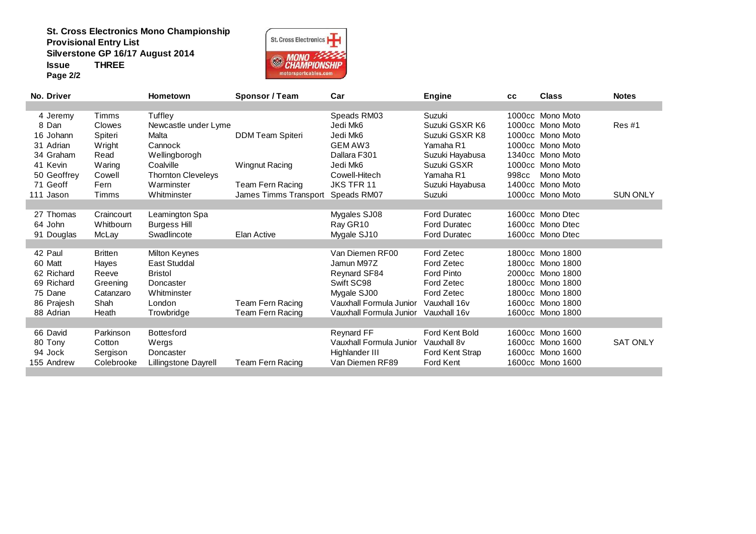**St. Cross Electronics Mono Championship**
**Provisional Entry List**
**Silverstone GP 16/17 August 2014**
**Issue THREE**
**Page 2/2**

| No. | Driver | | Hometown | Sponsor / Team | Car | Engine | cc | Class | Notes |
|---|---|---|---|---|---|---|---|---|---|
| 4 | Jeremy | Timms | Tuffley | | Speads RM03 | Suzuki | 1000cc | Mono Moto | |
| 8 | Dan | Clowes | Newcastle under Lyme | | Jedi Mk6 | Suzuki GSXR K6 | 1000cc | Mono Moto | Res #1 |
| 16 | Johann | Spiteri | Malta | DDM Team Spiteri | Jedi Mk6 | Suzuki GSXR K8 | 1000cc | Mono Moto | |
| 31 | Adrian | Wright | Cannock | | GEM AW3 | Yamaha R1 | 1000cc | Mono Moto | |
| 34 | Graham | Read | Wellingborogh | | Dallara F301 | Suzuki Hayabusa | 1340cc | Mono Moto | |
| 41 | Kevin | Waring | Coalville | Wingnut Racing | Jedi Mk6 | Suzuki GSXR | 1000cc | Mono Moto | |
| 50 | Geoffrey | Cowell | Thornton Cleveleys | | Cowell-Hitech | Yamaha R1 | 998cc | Mono Moto | |
| 71 | Geoff | Fern | Warminster | Team Fern Racing | JKS TFR 11 | Suzuki Hayabusa | 1400cc | Mono Moto | |
| 111 | Jason | Timms | Whitminster | James Timms Transport | Speads RM07 | Suzuki | 1000cc | Mono Moto | SUN ONLY |
| | | | | | | | | | |
| 27 | Thomas | Craincourt | Leamington Spa | | Mygales SJ08 | Ford Duratec | 1600cc | Mono Dtec | |
| 64 | John | Whitbourn | Burgess Hill | | Ray GR10 | Ford Duratec | 1600cc | Mono Dtec | |
| 91 | Douglas | McLay | Swadlincote | Elan Active | Mygale SJ10 | Ford Duratec | 1600cc | Mono Dtec | |
| | | | | | | | | | |
| 42 | Paul | Britten | Milton Keynes | | Van Diemen RF00 | Ford Zetec | 1800cc | Mono 1800 | |
| 60 | Matt | Hayes | East Studdal | | Jamun M97Z | Ford Zetec | 1800cc | Mono 1800 | |
| 62 | Richard | Reeve | Bristol | | Reynard SF84 | Ford Pinto | 2000cc | Mono 1800 | |
| 69 | Richard | Greening | Doncaster | | Swift SC98 | Ford Zetec | 1800cc | Mono 1800 | |
| 75 | Dane | Catanzaro | Whitminster | | Mygale SJ00 | Ford Zetec | 1800cc | Mono 1800 | |
| 86 | Prajesh | Shah | London | Team Fern Racing | Vauxhall Formula Junior | Vauxhall 16v | 1600cc | Mono 1800 | |
| 88 | Adrian | Heath | Trowbridge | Team Fern Racing | Vauxhall Formula Junior | Vauxhall 16v | 1600cc | Mono 1800 | |
| | | | | | | | | | |
| 66 | David | Parkinson | Bottesford | | Reynard FF | Ford Kent Bold | 1600cc | Mono 1600 | |
| 80 | Tony | Cotton | Wergs | | Vauxhall Formula Junior | Vauxhall 8v | 1600cc | Mono 1600 | SAT ONLY |
| 94 | Jock | Sergison | Doncaster | | Highlander III | Ford Kent Strap | 1600cc | Mono 1600 | |
| 155 | Andrew | Colebrooke | Lillingstone Dayrell | Team Fern Racing | Van Diemen RF89 | Ford Kent | 1600cc | Mono 1600 | |